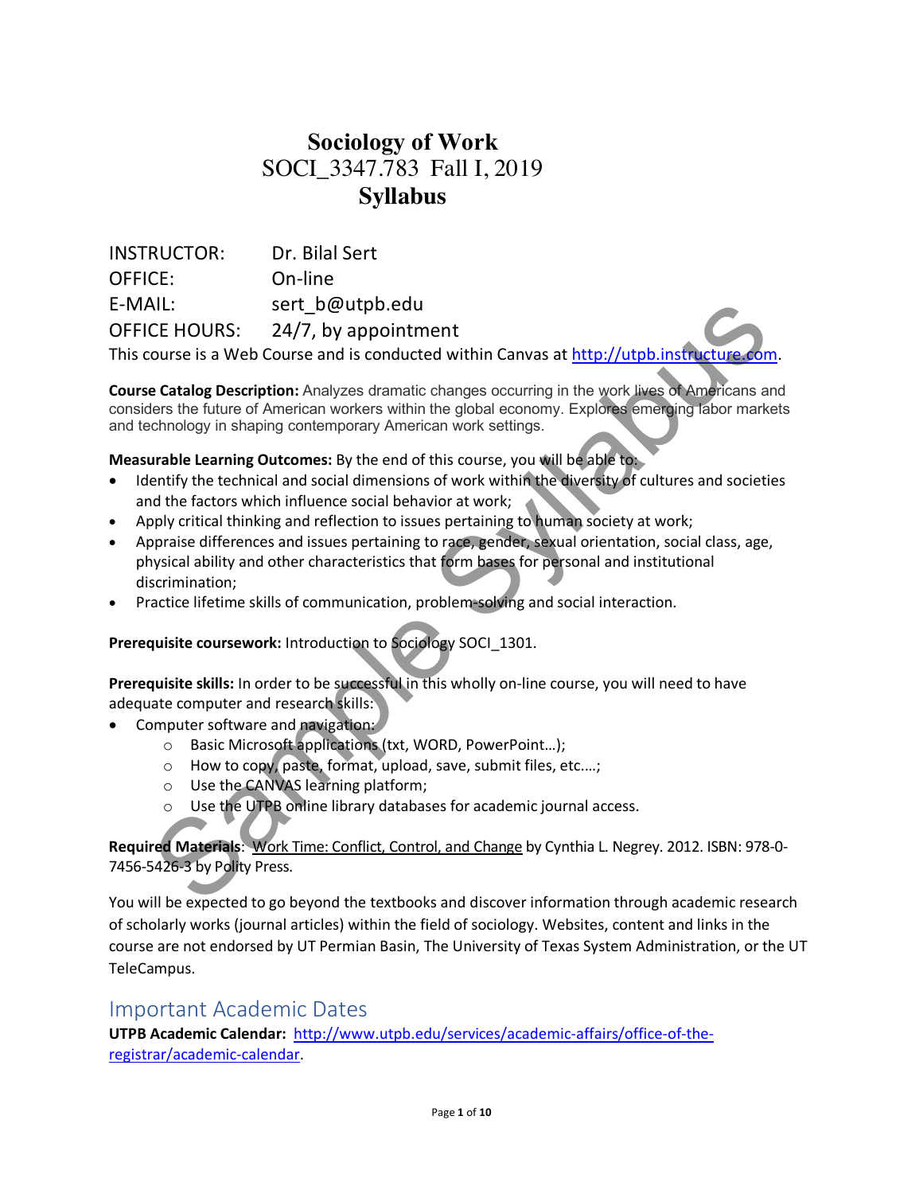# Sociology of Work
## SOCI_3347.783 Fall I, 2019
## Syllabus

INSTRUCTOR: Dr. Bilal Sert
OFFICE: On-line
E-MAIL: sert_b@utpb.edu
OFFICE HOURS: 24/7, by appointment

This course is a Web Course and is conducted within Canvas at http://utpb.instructure.com.

**Course Catalog Description:** Analyzes dramatic changes occurring in the work lives of Americans and considers the future of American workers within the global economy. Explores emerging labor markets and technology in shaping contemporary American work settings.

**Measurable Learning Outcomes:** By the end of this course, you will be able to:

- Identify the technical and social dimensions of work within the diversity of cultures and societies and the factors which influence social behavior at work;
- Apply critical thinking and reflection to issues pertaining to human society at work;
- Appraise differences and issues pertaining to race, gender, sexual orientation, social class, age, physical ability and other characteristics that form bases for personal and institutional discrimination;
- Practice lifetime skills of communication, problem-solving and social interaction.

**Prerequisite coursework:** Introduction to Sociology SOCI_1301.

**Prerequisite skills:** In order to be successful in this wholly on-line course, you will need to have adequate computer and research skills:

- Computer software and navigation:
  - Basic Microsoft applications (txt, WORD, PowerPoint…);
  - How to copy, paste, format, upload, save, submit files, etc.…;
  - Use the CANVAS learning platform;
  - Use the UTPB online library databases for academic journal access.

**Required Materials**: Work Time: Conflict, Control, and Change by Cynthia L. Negrey. 2012. ISBN: 978-0-7456-5426-3 by Polity Press.

You will be expected to go beyond the textbooks and discover information through academic research of scholarly works (journal articles) within the field of sociology. Websites, content and links in the course are not endorsed by UT Permian Basin, The University of Texas System Administration, or the UT TeleCampus.

## Important Academic Dates

**UTPB Academic Calendar:** http://www.utpb.edu/services/academic-affairs/office-of-the-registrar/academic-calendar.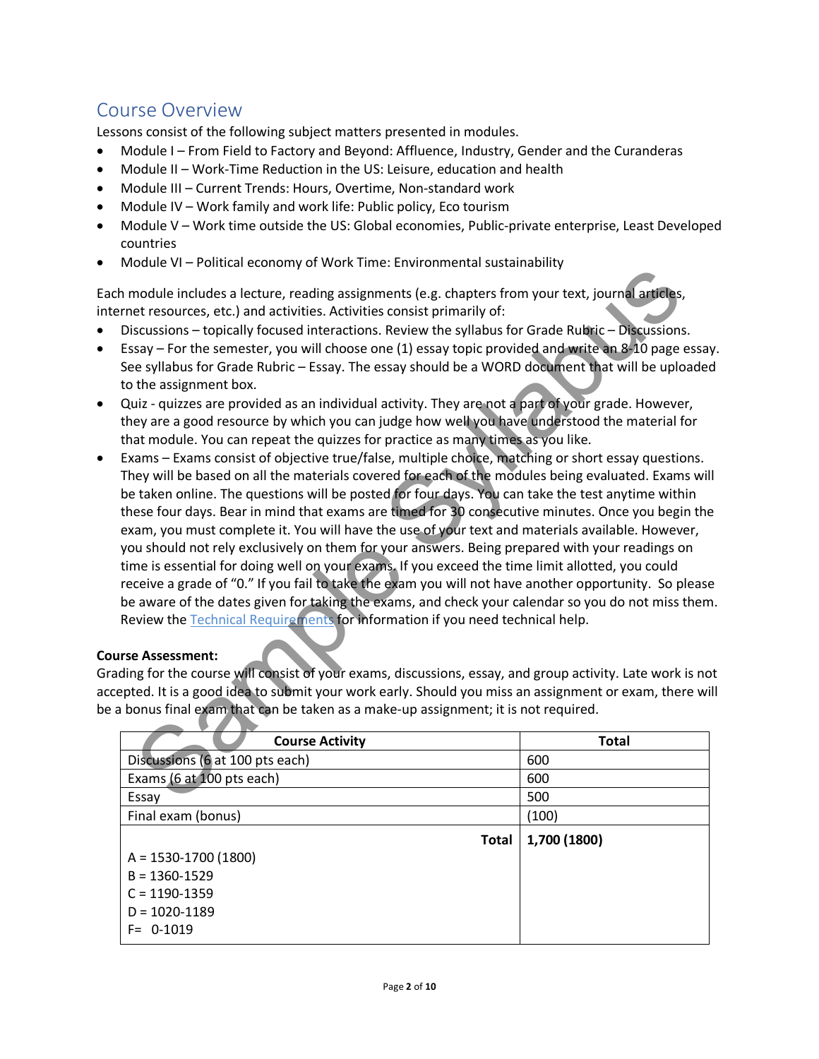## Course Overview

Lessons consist of the following subject matters presented in modules.

- Module I – From Field to Factory and Beyond: Affluence, Industry, Gender and the Curanderas
- Module II – Work-Time Reduction in the US: Leisure, education and health
- Module III – Current Trends: Hours, Overtime, Non-standard work
- Module IV – Work family and work life: Public policy, Eco tourism
- Module V – Work time outside the US: Global economies, Public-private enterprise, Least Developed countries
- Module VI – Political economy of Work Time: Environmental sustainability

Each module includes a lecture, reading assignments (e.g. chapters from your text, journal articles, internet resources, etc.) and activities. Activities consist primarily of:

- Discussions – topically focused interactions. Review the syllabus for Grade Rubric – Discussions.
- Essay – For the semester, you will choose one (1) essay topic provided and write an 8-10 page essay. See syllabus for Grade Rubric – Essay. The essay should be a WORD document that will be uploaded to the assignment box.
- Quiz - quizzes are provided as an individual activity. They are not a part of your grade. However, they are a good resource by which you can judge how well you have understood the material for that module. You can repeat the quizzes for practice as many times as you like.
- Exams – Exams consist of objective true/false, multiple choice, matching or short essay questions. They will be based on all the materials covered for each of the modules being evaluated. Exams will be taken online. The questions will be posted for four days. You can take the test anytime within these four days. Bear in mind that exams are timed for 30 consecutive minutes. Once you begin the exam, you must complete it. You will have the use of your text and materials available. However, you should not rely exclusively on them for your answers. Being prepared with your readings on time is essential for doing well on your exams. If you exceed the time limit allotted, you could receive a grade of "0." If you fail to take the exam you will not have another opportunity. So please be aware of the dates given for taking the exams, and check your calendar so you do not miss them. Review the Technical Requirements for information if you need technical help.

**Course Assessment:**

Grading for the course will consist of your exams, discussions, essay, and group activity. Late work is not accepted. It is a good idea to submit your work early. Should you miss an assignment or exam, there will be a bonus final exam that can be taken as a make-up assignment; it is not required.

| Course Activity | Total |
|---|---|
| Discussions (6 at 100 pts each) | 600 |
| Exams (6 at 100 pts each) | 600 |
| Essay | 500 |
| Final exam (bonus) | (100) |
| **Total** | **1,700 (1800)** |
| A = 1530-1700 (1800)<br>B = 1360-1529<br>C = 1190-1359<br>D = 1020-1189<br>F= 0-1019 | |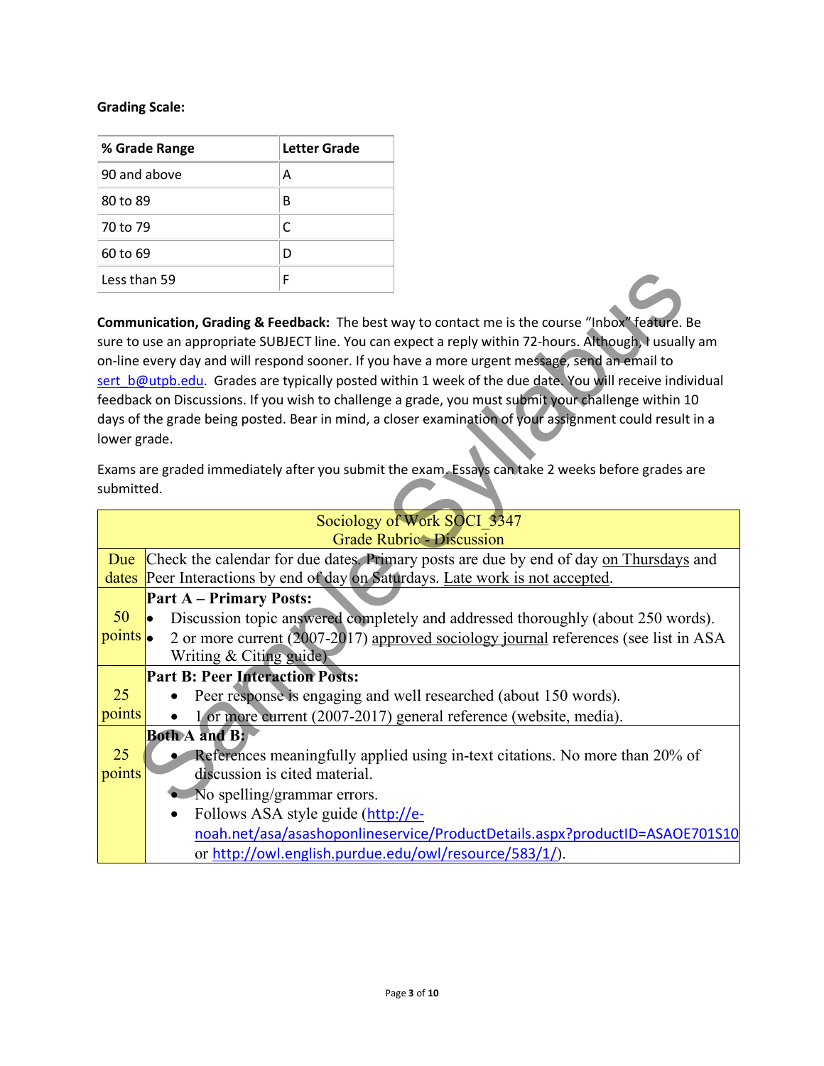**Grading Scale:**

| % Grade Range | Letter Grade |
|---|---|
| 90 and above | A |
| 80 to 89 | B |
| 70 to 79 | C |
| 60 to 69 | D |
| Less than 59 | F |

**Communication, Grading & Feedback:** The best way to contact me is the course "Inbox" feature. Be sure to use an appropriate SUBJECT line. You can expect a reply within 72-hours. Although, I usually am on-line every day and will respond sooner. If you have a more urgent message, send an email to sert_b@utpb.edu. Grades are typically posted within 1 week of the due date. You will receive individual feedback on Discussions. If you wish to challenge a grade, you must submit your challenge within 10 days of the grade being posted. Bear in mind, a closer examination of your assignment could result in a lower grade.

Exams are graded immediately after you submit the exam. Essays can take 2 weeks before grades are submitted.

| Sociology of Work SOCI_3347<br>Grade Rubric - Discussion | |
|---|---|
| Due dates | Check the calendar for due dates. Primary posts are due by end of day on Thursdays and Peer Interactions by end of day on Saturdays. Late work is not accepted. |
| 50 points | **Part A – Primary Posts:**<br>• Discussion topic answered completely and addressed thoroughly (about 250 words).<br>• 2 or more current (2007-2017) approved sociology journal references (see list in ASA Writing & Citing guide) |
| 25 points | **Part B: Peer Interaction Posts:**<br>• Peer response is engaging and well researched (about 150 words).<br>• 1 or more current (2007-2017) general reference (website, media). |
| 25 points | **Both A and B:**<br>• References meaningfully applied using in-text citations. No more than 20% of discussion is cited material.<br>• No spelling/grammar errors.<br>• Follows ASA style guide (http://e-noah.net/asa/asashoponlineservice/ProductDetails.aspx?productID=ASAOE701S10 or http://owl.english.purdue.edu/owl/resource/583/1/). |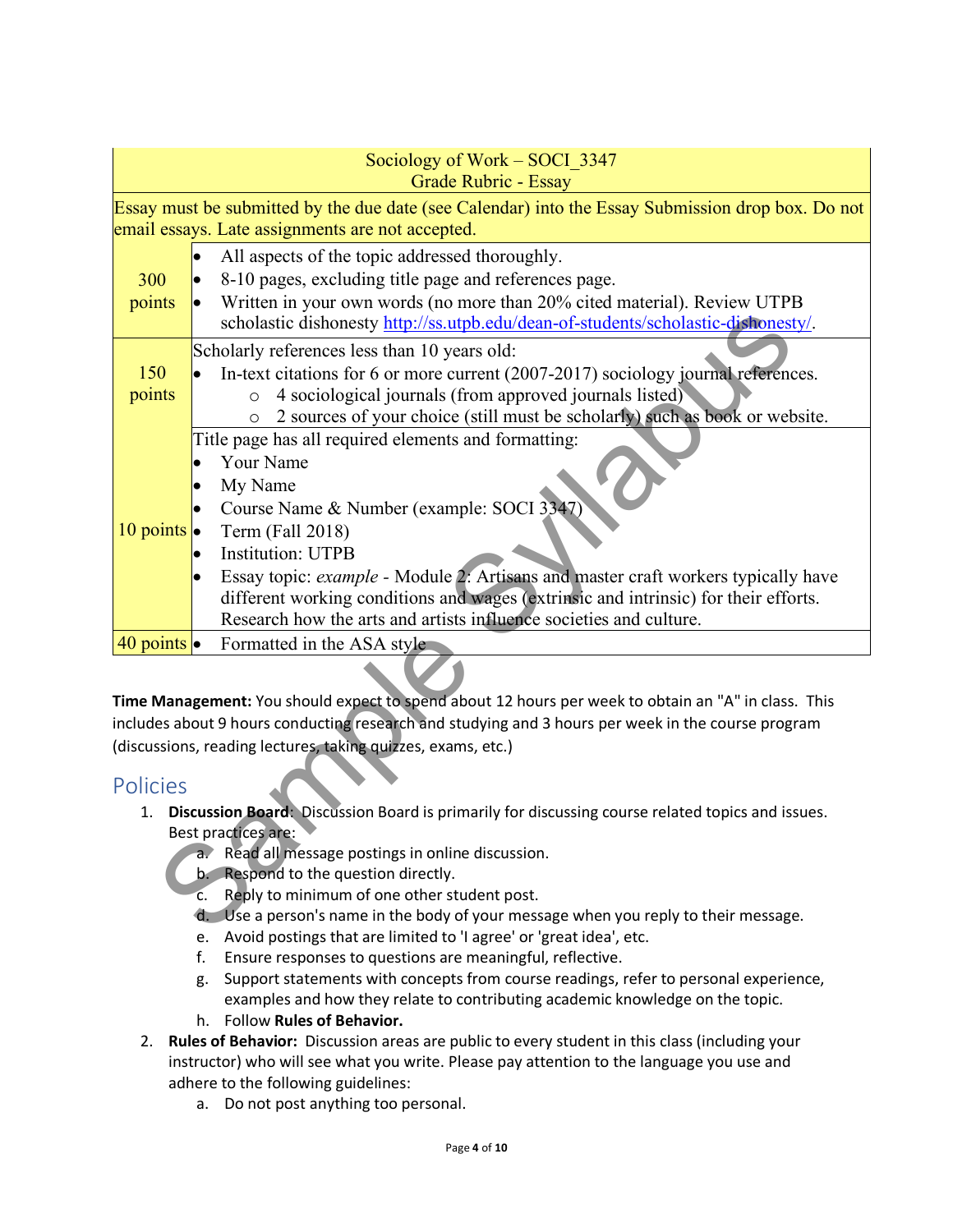| Sociology of Work – SOCI_3347<br>Grade Rubric - Essay | |
|---|---|
| Essay must be submitted by the due date (see Calendar) into the Essay Submission drop box. Do not email essays. Late assignments are not accepted. | |
| 300 points | • All aspects of the topic addressed thoroughly.<br>• 8-10 pages, excluding title page and references page.<br>• Written in your own words (no more than 20% cited material). Review UTPB scholastic dishonesty http://ss.utpb.edu/dean-of-students/scholastic-dishonesty/. |
| 150 points | Scholarly references less than 10 years old:<br>• In-text citations for 6 or more current (2007-2017) sociology journal references.<br>&nbsp;&nbsp;&nbsp;&nbsp;○ 4 sociological journals (from approved journals listed)<br>&nbsp;&nbsp;&nbsp;&nbsp;○ 2 sources of your choice (still must be scholarly) such as book or website. |
| 10 points | Title page has all required elements and formatting:<br>• Your Name<br>• My Name<br>• Course Name & Number (example: SOCI 3347)<br>• Term (Fall 2018)<br>• Institution: UTPB<br>• Essay topic: *example* - Module 2: Artisans and master craft workers typically have different working conditions and wages (extrinsic and intrinsic) for their efforts. Research how the arts and artists influence societies and culture. |
| 40 points | • Formatted in the ASA style |

**Time Management:** You should expect to spend about 12 hours per week to obtain an "A" in class. This includes about 9 hours conducting research and studying and 3 hours per week in the course program (discussions, reading lectures, taking quizzes, exams, etc.)

## Policies

1. **Discussion Board**: Discussion Board is primarily for discussing course related topics and issues. Best practices are:
   a. Read all message postings in online discussion.
   b. Respond to the question directly.
   c. Reply to minimum of one other student post.
   d. Use a person's name in the body of your message when you reply to their message.
   e. Avoid postings that are limited to 'I agree' or 'great idea', etc.
   f. Ensure responses to questions are meaningful, reflective.
   g. Support statements with concepts from course readings, refer to personal experience, examples and how they relate to contributing academic knowledge on the topic.
   h. Follow **Rules of Behavior.**
2. **Rules of Behavior:** Discussion areas are public to every student in this class (including your instructor) who will see what you write. Please pay attention to the language you use and adhere to the following guidelines:
   a. Do not post anything too personal.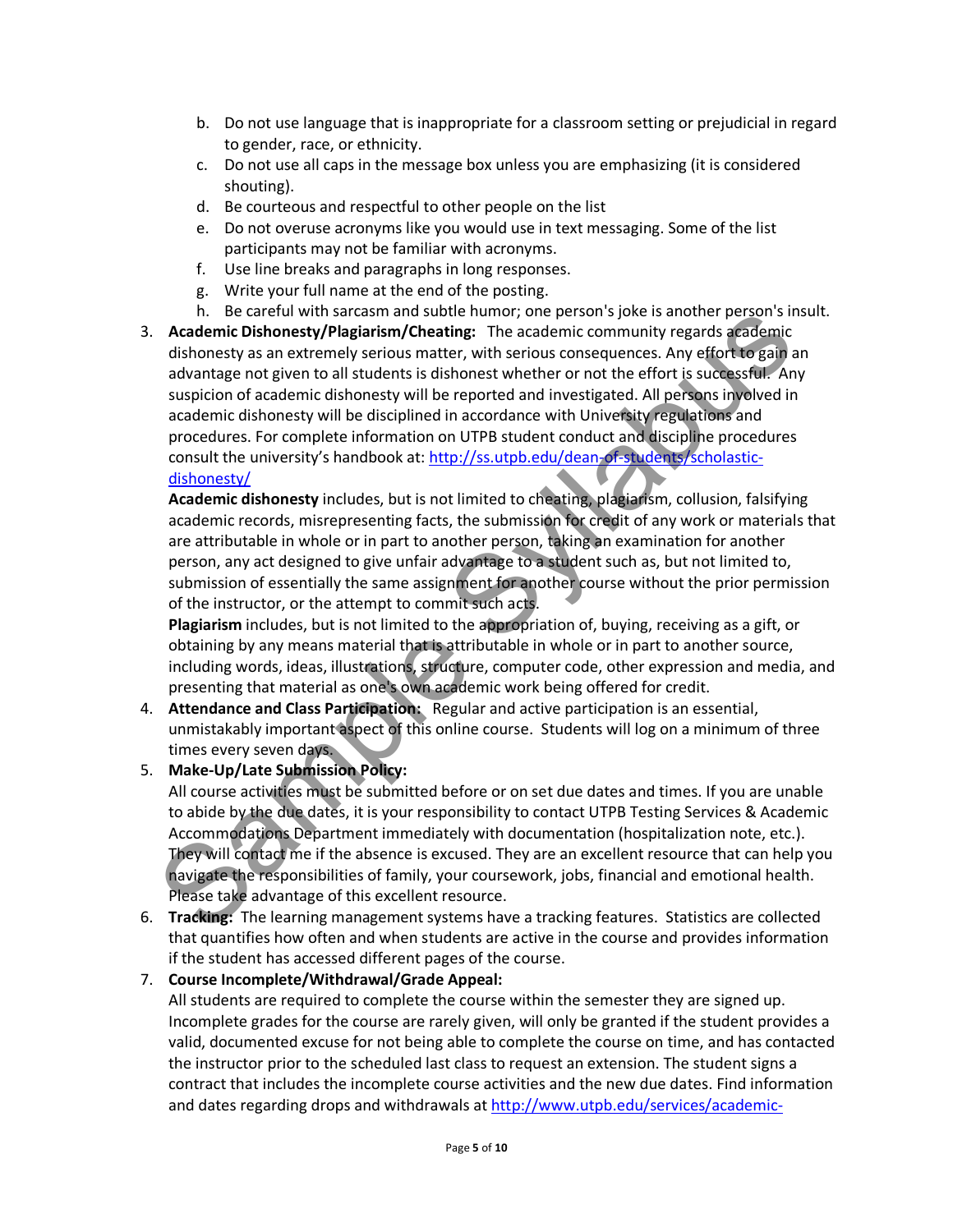b. Do not use language that is inappropriate for a classroom setting or prejudicial in regard to gender, race, or ethnicity.
c. Do not use all caps in the message box unless you are emphasizing (it is considered shouting).
d. Be courteous and respectful to other people on the list
e. Do not overuse acronyms like you would use in text messaging. Some of the list participants may not be familiar with acronyms.
f. Use line breaks and paragraphs in long responses.
g. Write your full name at the end of the posting.
h. Be careful with sarcasm and subtle humor; one person's joke is another person's insult.

3. **Academic Dishonesty/Plagiarism/Cheating:** The academic community regards academic dishonesty as an extremely serious matter, with serious consequences. Any effort to gain an advantage not given to all students is dishonest whether or not the effort is successful. Any suspicion of academic dishonesty will be reported and investigated. All persons involved in academic dishonesty will be disciplined in accordance with University regulations and procedures. For complete information on UTPB student conduct and discipline procedures consult the university's handbook at: [http://ss.utpb.edu/dean-of-students/scholastic-dishonesty/](http://ss.utpb.edu/dean-of-students/scholastic-dishonesty/)
   **Academic dishonesty** includes, but is not limited to cheating, plagiarism, collusion, falsifying academic records, misrepresenting facts, the submission for credit of any work or materials that are attributable in whole or in part to another person, taking an examination for another person, any act designed to give unfair advantage to a student such as, but not limited to, submission of essentially the same assignment for another course without the prior permission of the instructor, or the attempt to commit such acts.
   **Plagiarism** includes, but is not limited to the appropriation of, buying, receiving as a gift, or obtaining by any means material that is attributable in whole or in part to another source, including words, ideas, illustrations, structure, computer code, other expression and media, and presenting that material as one's own academic work being offered for credit.
4. **Attendance and Class Participation:** Regular and active participation is an essential, unmistakably important aspect of this online course. Students will log on a minimum of three times every seven days.
5. **Make-Up/Late Submission Policy:**
   All course activities must be submitted before or on set due dates and times. If you are unable to abide by the due dates, it is your responsibility to contact UTPB Testing Services & Academic Accommodations Department immediately with documentation (hospitalization note, etc.). They will contact me if the absence is excused. They are an excellent resource that can help you navigate the responsibilities of family, your coursework, jobs, financial and emotional health. Please take advantage of this excellent resource.
6. **Tracking:** The learning management systems have a tracking features. Statistics are collected that quantifies how often and when students are active in the course and provides information if the student has accessed different pages of the course.
7. **Course Incomplete/Withdrawal/Grade Appeal:**
   All students are required to complete the course within the semester they are signed up. Incomplete grades for the course are rarely given, will only be granted if the student provides a valid, documented excuse for not being able to complete the course on time, and has contacted the instructor prior to the scheduled last class to request an extension. The student signs a contract that includes the incomplete course activities and the new due dates. Find information and dates regarding drops and withdrawals at [http://www.utpb.edu/services/academic-](http://www.utpb.edu/services/academic-)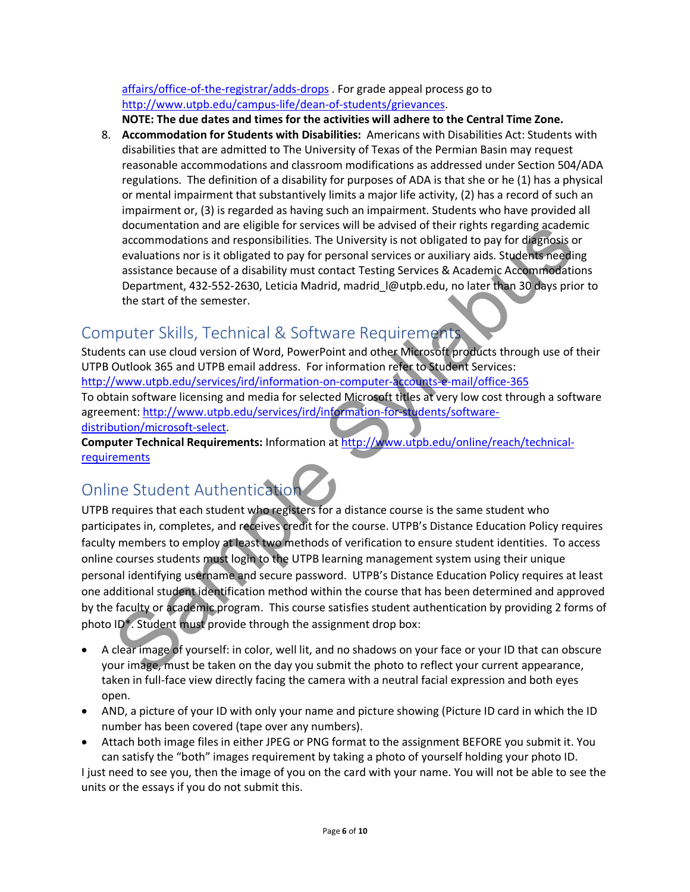affairs/office-of-the-registrar/adds-drops . For grade appeal process go to http://www.utpb.edu/campus-life/dean-of-students/grievances.

**NOTE: The due dates and times for the activities will adhere to the Central Time Zone.**

8. **Accommodation for Students with Disabilities:** Americans with Disabilities Act: Students with disabilities that are admitted to The University of Texas of the Permian Basin may request reasonable accommodations and classroom modifications as addressed under Section 504/ADA regulations. The definition of a disability for purposes of ADA is that she or he (1) has a physical or mental impairment that substantively limits a major life activity, (2) has a record of such an impairment or, (3) is regarded as having such an impairment. Students who have provided all documentation and are eligible for services will be advised of their rights regarding academic accommodations and responsibilities. The University is not obligated to pay for diagnosis or evaluations nor is it obligated to pay for personal services or auxiliary aids. Students needing assistance because of a disability must contact Testing Services & Academic Accommodations Department, 432-552-2630, Leticia Madrid, madrid_l@utpb.edu, no later than 30 days prior to the start of the semester.

## Computer Skills, Technical & Software Requirements

Students can use cloud version of Word, PowerPoint and other Microsoft products through use of their UTPB Outlook 365 and UTPB email address. For information refer to Student Services: http://www.utpb.edu/services/ird/information-on-computer-accounts-e-mail/office-365
To obtain software licensing and media for selected Microsoft titles at very low cost through a software agreement: http://www.utpb.edu/services/ird/information-for-students/software-distribution/microsoft-select.
**Computer Technical Requirements:** Information at http://www.utpb.edu/online/reach/technical-requirements

## Online Student Authentication

UTPB requires that each student who registers for a distance course is the same student who participates in, completes, and receives credit for the course. UTPB's Distance Education Policy requires faculty members to employ at least two methods of verification to ensure student identities. To access online courses students must login to the UTPB learning management system using their unique personal identifying username and secure password. UTPB's Distance Education Policy requires at least one additional student identification method within the course that has been determined and approved by the faculty or academic program. This course satisfies student authentication by providing 2 forms of photo ID*. Student must provide through the assignment drop box:

- A clear image of yourself: in color, well lit, and no shadows on your face or your ID that can obscure your image, must be taken on the day you submit the photo to reflect your current appearance, taken in full-face view directly facing the camera with a neutral facial expression and both eyes open.
- AND, a picture of your ID with only your name and picture showing (Picture ID card in which the ID number has been covered (tape over any numbers).
- Attach both image files in either JPEG or PNG format to the assignment BEFORE you submit it. You can satisfy the "both" images requirement by taking a photo of yourself holding your photo ID.

I just need to see you, then the image of you on the card with your name. You will not be able to see the units or the essays if you do not submit this.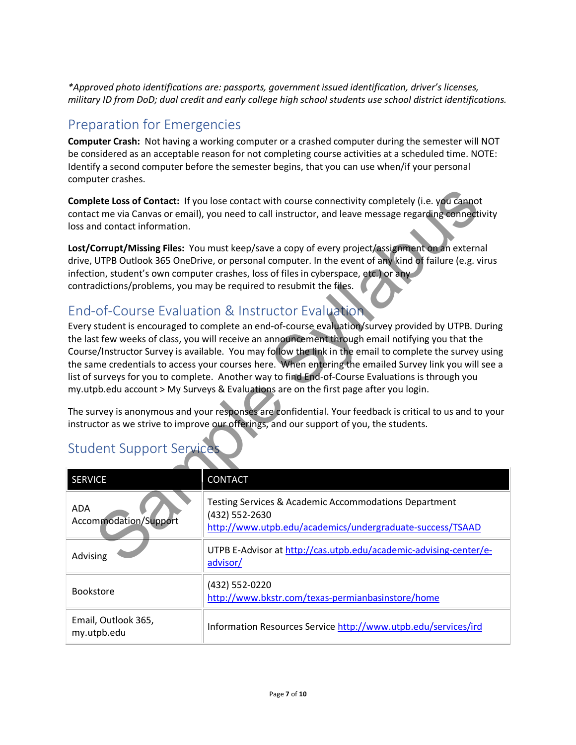*\*Approved photo identifications are: passports, government issued identification, driver's licenses, military ID from DoD; dual credit and early college high school students use school district identifications.*

## Preparation for Emergencies

**Computer Crash:** Not having a working computer or a crashed computer during the semester will NOT be considered as an acceptable reason for not completing course activities at a scheduled time. NOTE: Identify a second computer before the semester begins, that you can use when/if your personal computer crashes.

**Complete Loss of Contact:** If you lose contact with course connectivity completely (i.e. you cannot contact me via Canvas or email), you need to call instructor, and leave message regarding connectivity loss and contact information.

**Lost/Corrupt/Missing Files:** You must keep/save a copy of every project/assignment on an external drive, UTPB Outlook 365 OneDrive, or personal computer. In the event of any kind of failure (e.g. virus infection, student's own computer crashes, loss of files in cyberspace, etc.) or any contradictions/problems, you may be required to resubmit the files.

## End-of-Course Evaluation & Instructor Evaluation

Every student is encouraged to complete an end-of-course evaluation/survey provided by UTPB. During the last few weeks of class, you will receive an announcement through email notifying you that the Course/Instructor Survey is available. You may follow the link in the email to complete the survey using the same credentials to access your courses here. When entering the emailed Survey link you will see a list of surveys for you to complete. Another way to find End-of-Course Evaluations is through you my.utpb.edu account > My Surveys & Evaluations are on the first page after you login.

The survey is anonymous and your responses are confidential. Your feedback is critical to us and to your instructor as we strive to improve our offerings, and our support of you, the students.

## Student Support Services

| SERVICE | CONTACT |
|---|---|
| ADA Accommodation/Support | Testing Services & Academic Accommodations Department (432) 552-2630 http://www.utpb.edu/academics/undergraduate-success/TSAAD |
| Advising | UTPB E-Advisor at http://cas.utpb.edu/academic-advising-center/e-advisor/ |
| Bookstore | (432) 552-0220 http://www.bkstr.com/texas-permianbasinstore/home |
| Email, Outlook 365, my.utpb.edu | Information Resources Service http://www.utpb.edu/services/ird |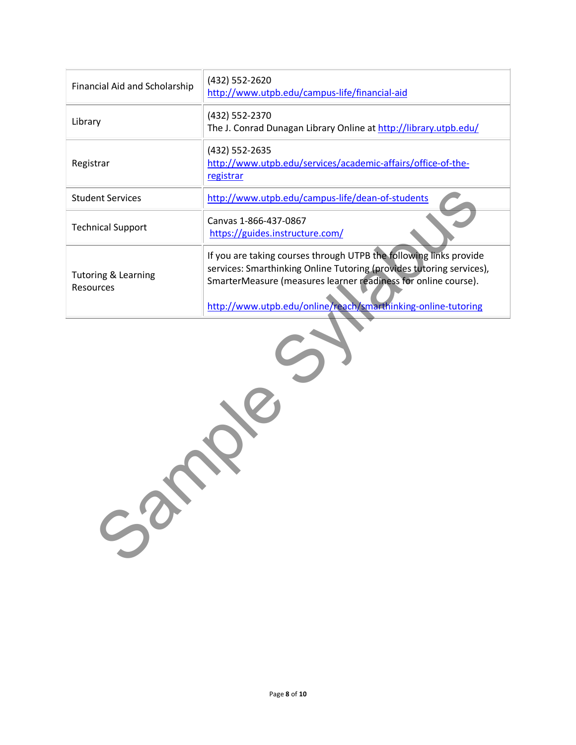| Financial Aid and Scholarship | (432) 552-2620<br>http://www.utpb.edu/campus-life/financial-aid |
| --- | --- |
| Library | (432) 552-2370<br>The J. Conrad Dunagan Library Online at http://library.utpb.edu/ |
| Registrar | (432) 552-2635<br>http://www.utpb.edu/services/academic-affairs/office-of-the-registrar |
| Student Services | http://www.utpb.edu/campus-life/dean-of-students |
| Technical Support | Canvas 1-866-437-0867<br>https://guides.instructure.com/ |
| Tutoring & Learning Resources | If you are taking courses through UTPB the following links provide services: Smarthinking Online Tutoring (provides tutoring services), SmarterMeasure (measures learner readiness for online course).<br><br>http://www.utpb.edu/online/reach/smarthinking-online-tutoring |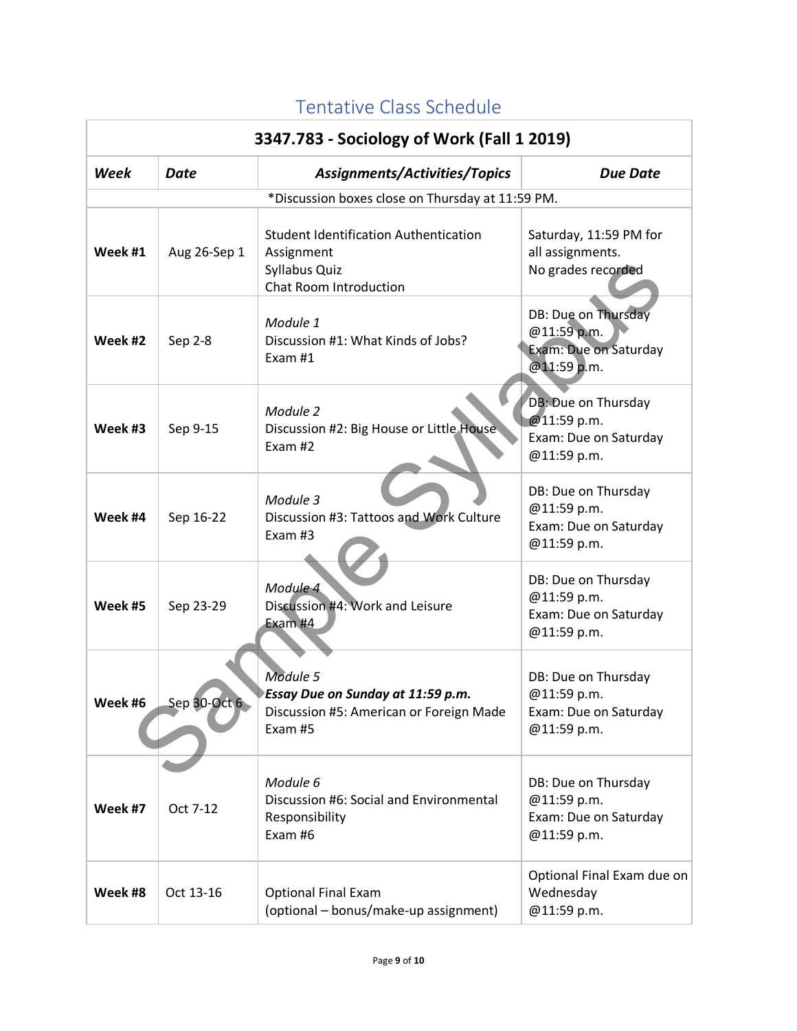# Tentative Class Schedule

| 3347.783 - Sociology of Work (Fall 1 2019) | | | |
|---|---|---|---|
| ***Week*** | ***Date*** | ***Assignments/Activities/Topics*** | ***Due Date*** |
| *Discussion boxes close on Thursday at 11:59 PM. | | | |
| **Week #1** | Aug 26-Sep 1 | Student Identification Authentication Assignment<br>Syllabus Quiz<br>Chat Room Introduction | Saturday, 11:59 PM for all assignments.<br>No grades recorded |
| **Week #2** | Sep 2-8 | *Module 1*<br>Discussion #1: What Kinds of Jobs?<br>Exam #1 | DB: Due on Thursday @11:59 p.m.<br>Exam: Due on Saturday @11:59 p.m. |
| **Week #3** | Sep 9-15 | *Module 2*<br>Discussion #2: Big House or Little House<br>Exam #2 | DB: Due on Thursday @11:59 p.m.<br>Exam: Due on Saturday @11:59 p.m. |
| **Week #4** | Sep 16-22 | *Module 3*<br>Discussion #3: Tattoos and Work Culture<br>Exam #3 | DB: Due on Thursday @11:59 p.m.<br>Exam: Due on Saturday @11:59 p.m. |
| **Week #5** | Sep 23-29 | *Module 4*<br>Discussion #4: Work and Leisure<br>Exam #4 | DB: Due on Thursday @11:59 p.m.<br>Exam: Due on Saturday @11:59 p.m. |
| **Week #6** | Sep 30-Oct 6 | *Module 5*<br>***Essay Due on Sunday at 11:59 p.m.***<br>Discussion #5: American or Foreign Made<br>Exam #5 | DB: Due on Thursday @11:59 p.m.<br>Exam: Due on Saturday @11:59 p.m. |
| **Week #7** | Oct 7-12 | *Module 6*<br>Discussion #6: Social and Environmental Responsibility<br>Exam #6 | DB: Due on Thursday @11:59 p.m.<br>Exam: Due on Saturday @11:59 p.m. |
| **Week #8** | Oct 13-16 | Optional Final Exam<br>(optional – bonus/make-up assignment) | Optional Final Exam due on Wednesday @11:59 p.m. |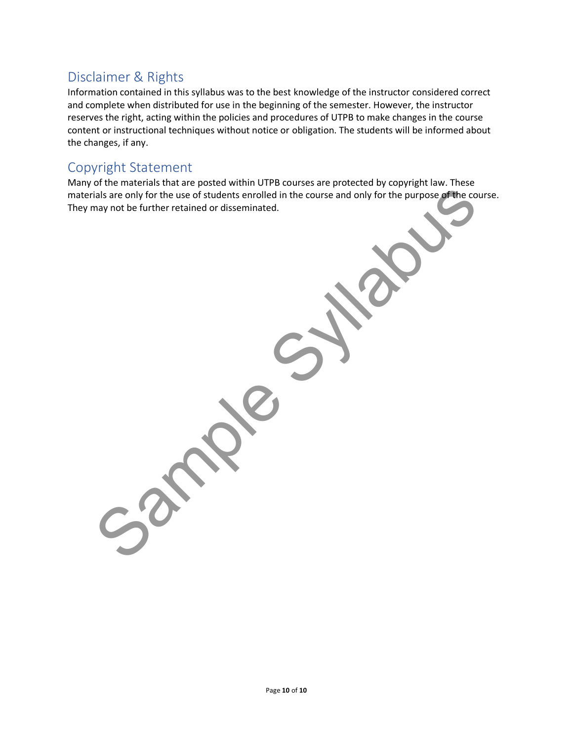## Disclaimer & Rights

Information contained in this syllabus was to the best knowledge of the instructor considered correct and complete when distributed for use in the beginning of the semester. However, the instructor reserves the right, acting within the policies and procedures of UTPB to make changes in the course content or instructional techniques without notice or obligation. The students will be informed about the changes, if any.

## Copyright Statement

Many of the materials that are posted within UTPB courses are protected by copyright law. These materials are only for the use of students enrolled in the course and only for the purpose of the course. They may not be further retained or disseminated.